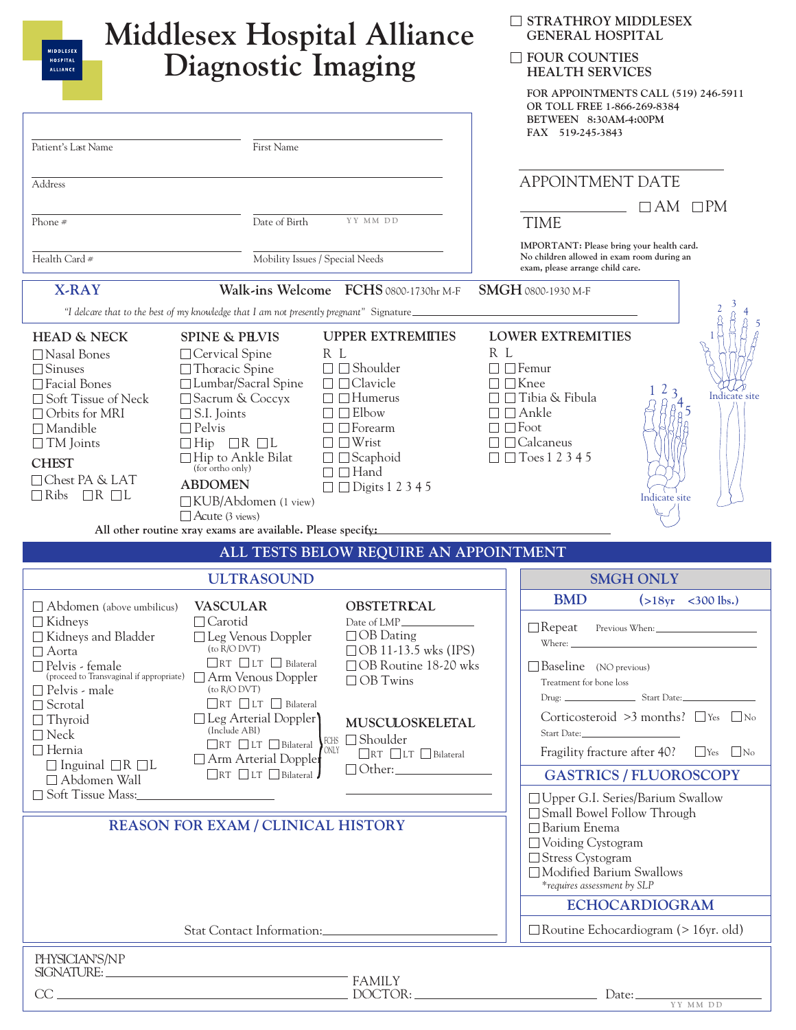# Middlesex Hospital Alliance Diagnostic Imaging

☐ STRATHROY MIDDLESEX GENERAL HOSPITAL

☐ FOUR COUNTIES HEALTH SERVICES

FOR APPOINTMENTS CALL (519) 246-5911
OR TOLL FREE 1-866-269-8384
BETWEEN 8:30AM-4:00PM
FAX 519-245-3843

Patient's Last Name ____________ First Name ____________

Address ____________

Phone # ____________ Date of Birth ____________ YY MM DD

Health Card # ____________ Mobility Issues / Special Needs ____________

APPOINTMENT DATE ____________

TIME ____________ ☐ AM ☐ PM

**IMPORTANT:** Please bring your health card. No children allowed in exam room during an exam, please arrange child care.

## X-RAY

**Walk-ins Welcome** **FCHS** 0800-1730hr M-F **SMGH** 0800-1930 M-F

*"I delcare that to the best of my knowledge that I am not presently pregnant"* Signature ____________

### HEAD & NECK
- ☐ Nasal Bones
- ☐ Sinuses
- ☐ Facial Bones
- ☐ Soft Tissue of Neck
- ☐ Orbits for MRI
- ☐ Mandible
- ☐ TM Joints

### CHEST
- ☐ Chest PA & LAT
- ☐ Ribs ☐ R ☐ L

### SPINE & PELVIS
- ☐ Cervical Spine
- ☐ Thoracic Spine
- ☐ Lumbar/Sacral Spine
- ☐ Sacrum & Coccyx
- ☐ S.I. Joints
- ☐ Pelvis
- ☐ Hip ☐ R ☐ L
- ☐ Hip to Ankle Bilat (for ortho only)

### ABDOMEN
- ☐ KUB/Abdomen (1 view)
- ☐ Acute (3 views)

### UPPER EXTREMITIES
R L
- ☐ ☐ Shoulder
- ☐ ☐ Clavicle
- ☐ ☐ Humerus
- ☐ ☐ Elbow
- ☐ ☐ Forearm
- ☐ ☐ Wrist
- ☐ ☐ Scaphoid
- ☐ ☐ Hand
- ☐ ☐ Digits 1 2 3 4 5

### LOWER EXTREMITIES
R L
- ☐ ☐ Femur
- ☐ ☐ Knee
- ☐ ☐ Tibia & Fibula
- ☐ ☐ Ankle
- ☐ ☐ Foot
- ☐ ☐ Calcaneus
- ☐ ☐ Toes 1 2 3 4 5

1 2 3 4 5 Indicate site

1 2 3 4 5 Indicate site

All other routine xray exams are available. Please specify: ____________

## ALL TESTS BELOW REQUIRE AN APPOINTMENT

## ULTRASOUND

- ☐ Abdomen (above umbilicus)
- ☐ Kidneys
- ☐ Kidneys and Bladder
- ☐ Aorta
- ☐ Pelvis - female (proceed to Transvaginal if appropriate)
- ☐ Pelvis - male
- ☐ Scrotal
- ☐ Thyroid
- ☐ Neck
- ☐ Hernia
  - ☐ Inguinal ☐ R ☐ L
  - ☐ Abdomen Wall
- ☐ Soft Tissue Mass: ____________

### VASCULAR
- ☐ Carotid
- ☐ Leg Venous Doppler (to R/O DVT) ☐ RT ☐ LT ☐ Bilateral
- ☐ Arm Venous Doppler (to R/O DVT) ☐ RT ☐ LT ☐ Bilateral
- ☐ Leg Arterial Doppler (Include ABI) ☐ RT ☐ LT ☐ Bilateral
- ☐ Arm Arterial Doppler ☐ RT ☐ LT ☐ Bilateral

(Arterial Dopplers: FCHS ONLY)

### OBSTETRICAL
Date of LMP ____________
- ☐ OB Dating
- ☐ OB 11-13.5 wks (IPS)
- ☐ OB Routine 18-20 wks
- ☐ OB Twins

### MUSCULOSKELETAL
- ☐ Shoulder ☐ RT ☐ LT ☐ Bilateral
- ☐ Other: ____________

## SMGH ONLY

### BMD (>18yr <300 lbs.)
- ☐ Repeat Previous When: ____________ Where: ____________
- ☐ Baseline (NO previous)

Treatment for bone loss
Drug: ____________ Start Date: ____________

Corticosteroid >3 months? ☐ Yes ☐ No
Start Date: ____________

Fragility fracture after 40? ☐ Yes ☐ No

### GASTRICS / FLUOROSCOPY
- ☐ Upper G.I. Series/Barium Swallow
- ☐ Small Bowel Follow Through
- ☐ Barium Enema
- ☐ Voiding Cystogram
- ☐ Stress Cystogram
- ☐ Modified Barium Swallows *\*requires assessment by SLP*

### ECHOCARDIOGRAM
- ☐ Routine Echocardiogram (> 16yr. old)

## REASON FOR EXAM / CLINICAL HISTORY

Stat Contact Information: ____________

PHYSICIAN'S/NP SIGNATURE: ____________

CC ____________ FAMILY DOCTOR: ____________ Date: ____________ YY MM DD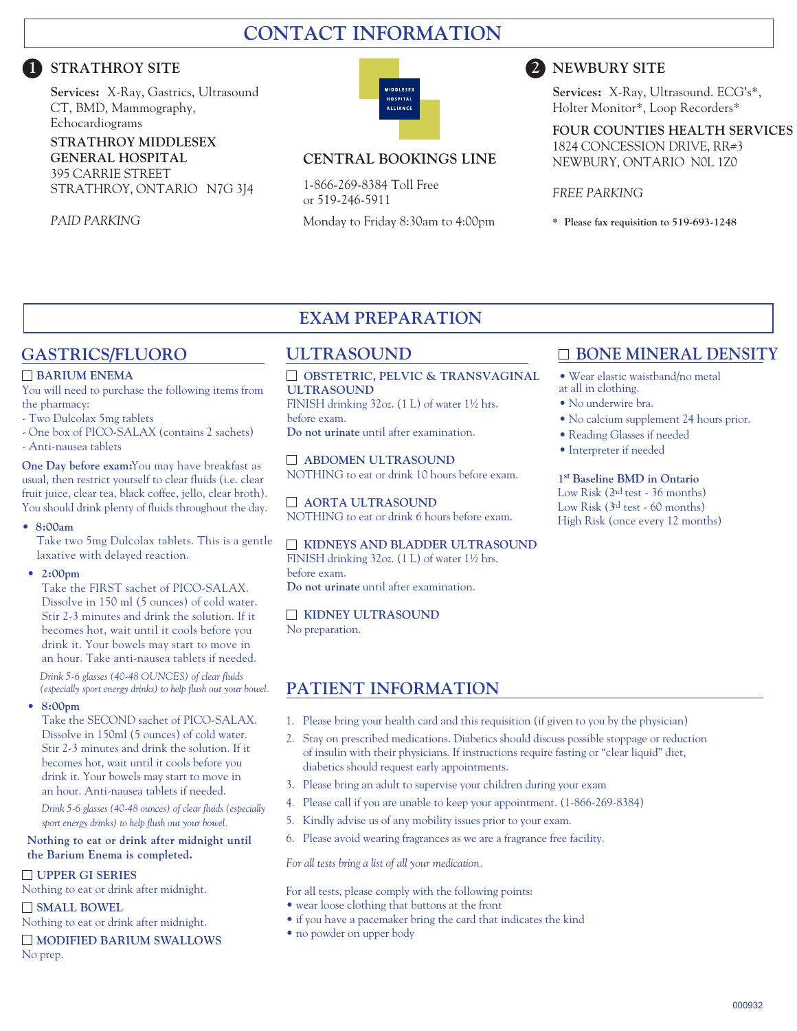# CONTACT INFORMATION

## 1 STRATHROY SITE

**Services:** X-Ray, Gastrics, Ultrasound CT, BMD, Mammography, Echocardiograms

**STRATHROY MIDDLESEX GENERAL HOSPITAL**
395 CARRIE STREET
STRATHROY, ONTARIO N7G 3J4

*PAID PARKING*

MIDDLESEX HOSPITAL ALLIANCE

## CENTRAL BOOKINGS LINE

1-866-269-8384 Toll Free
or 519-246-5911

Monday to Friday 8:30am to 4:00pm

## 2 NEWBURY SITE

**Services:** X-Ray, Ultrasound. ECG's*, Holter Monitor*, Loop Recorders*

**FOUR COUNTIES HEALTH SERVICES**
1824 CONCESSION DRIVE, RR#3
NEWBURY, ONTARIO N0L 1Z0

*FREE PARKING*

**\* Please fax requisition to 519-693-1248**

# EXAM PREPARATION

## GASTRICS/FLUORO

☐ **BARIUM ENEMA**

You will need to purchase the following items from the pharmacy:
- Two Dulcolax 5mg tablets
- One box of PICO-SALAX (contains 2 sachets)
- Anti-nausea tablets

**One Day before exam:** You may have breakfast as usual, then restrict yourself to clear fluids (i.e. clear fruit juice, clear tea, black coffee, jello, clear broth). You should drink plenty of fluids throughout the day.

- **8:00am**
  Take two 5mg Dulcolax tablets. This is a gentle laxative with delayed reaction.
- **2:00pm**
  Take the FIRST sachet of PICO-SALAX. Dissolve in 150 ml (5 ounces) of cold water. Stir 2-3 minutes and drink the solution. If it becomes hot, wait until it cools before you drink it. Your bowels may start to move in an hour. Take anti-nausea tablets if needed.

  *Drink 5-6 glasses (40-48 OUNCES) of clear fluids (especially sport energy drinks) to help flush out your bowel.*
- **8:00pm**
  Take the SECOND sachet of PICO-SALAX. Dissolve in 150ml (5 ounces) of cold water. Stir 2-3 minutes and drink the solution. If it becomes hot, wait until it cools before you drink it. Your bowels may start to move in an hour. Anti-nausea tablets if needed.

  *Drink 5-6 glasses (40-48 ounces) of clear fluids (especially sport energy drinks) to help flush out your bowel.*

**Nothing to eat or drink after midnight until the Barium Enema is completed.**

☐ **UPPER GI SERIES**
Nothing to eat or drink after midnight.

☐ **SMALL BOWEL**
Nothing to eat or drink after midnight.

☐ **MODIFIED BARIUM SWALLOWS**
No prep.

## ULTRASOUND

☐ **OBSTETRIC, PELVIC & TRANSVAGINAL ULTRASOUND**
FINISH drinking 32oz. (1 L) of water 1½ hrs. before exam.
**Do not urinate** until after examination.

☐ **ABDOMEN ULTRASOUND**
NOTHING to eat or drink 10 hours before exam.

☐ **AORTA ULTRASOUND**
NOTHING to eat or drink 6 hours before exam.

☐ **KIDNEYS AND BLADDER ULTRASOUND**
FINISH drinking 32oz. (1 L) of water 1½ hrs. before exam.
**Do not urinate** until after examination.

☐ **KIDNEY ULTRASOUND**
No preparation.

## ☐ BONE MINERAL DENSITY

- Wear elastic waistband/no metal at all in clothing.
- No underwire bra.
- No calcium supplement 24 hours prior.
- Reading Glasses if needed
- Interpreter if needed

**1st Baseline BMD in Ontario**
Low Risk (2nd test - 36 months)
Low Risk (3rd test - 60 months)
High Risk (once every 12 months)

## PATIENT INFORMATION

1. Please bring your health card and this requisition (if given to you by the physician)
2. Stay on prescribed medications. Diabetics should discuss possible stoppage or reduction of insulin with their physicians. If instructions require fasting or "clear liquid" diet, diabetics should request early appointments.
3. Please bring an adult to supervise your children during your exam
4. Please call if you are unable to keep your appointment. (1-866-269-8384)
5. Kindly advise us of any mobility issues prior to your exam.
6. Please avoid wearing fragrances as we are a fragrance free facility.

*For all tests bring a list of all your medication.*

For all tests, please comply with the following points:
- wear loose clothing that buttons at the front
- if you have a pacemaker bring the card that indicates the kind
- no powder on upper body

000932